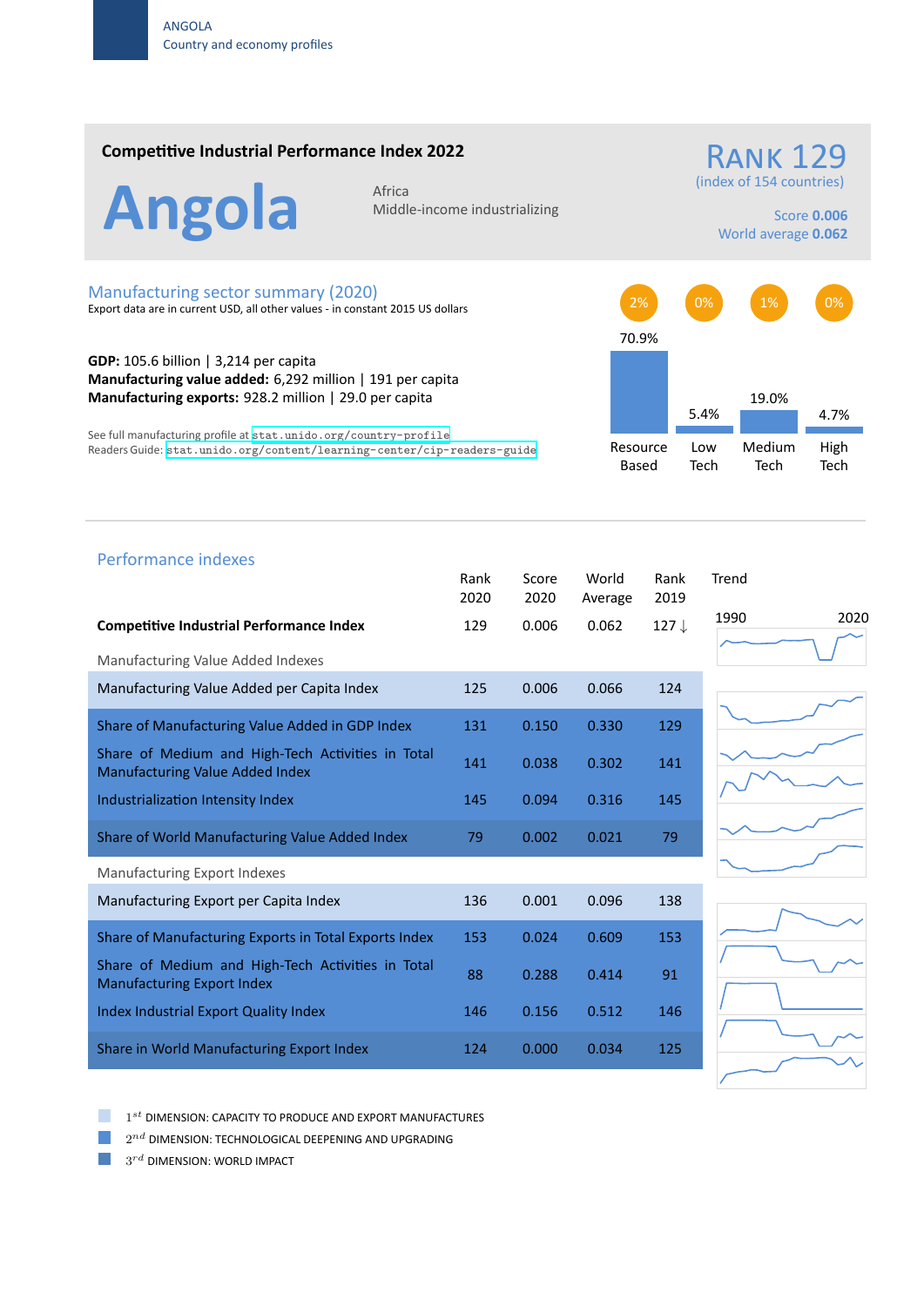ANGOLA
Country and economy profiles

## Competitive Industrial Performance Index 2022

# Angola

Africa
Middle-income industrializing

RANK 129
(index of 154 countries)

Score **0.006**
World average **0.062**

## Manufacturing sector summary (2020)

Export data are in current USD, all other values - in constant 2015 US dollars

**GDP:** 105.6 billion | 3,214 per capita
**Manufacturing value added:** 6,292 million | 191 per capita
**Manufacturing exports:** 928.2 million | 29.0 per capita

See full manufacturing profile at stat.unido.org/country-profile
Readers Guide: stat.unido.org/content/learning-center/cip-readers-guide

| | Resource Based | Low Tech | Medium Tech | High Tech |
|---|---|---|---|---|
| | 2% | 0% | 1% | 0% |
| | 70.9% | 5.4% | 19.0% | 4.7% |

## Performance indexes

| | Rank 2020 | Score 2020 | World Average | Rank 2019 |
|---|---|---|---|---|
| **Competitive Industrial Performance Index** | 129 | 0.006 | 0.062 | 127 ↓ |
| *Manufacturing Value Added Indexes* | | | | |
| Manufacturing Value Added per Capita Index | 125 | 0.006 | 0.066 | 124 |
| Share of Manufacturing Value Added in GDP Index | 131 | 0.150 | 0.330 | 129 |
| Share of Medium and High-Tech Activities in Total Manufacturing Value Added Index | 141 | 0.038 | 0.302 | 141 |
| Industrialization Intensity Index | 145 | 0.094 | 0.316 | 145 |
| Share of World Manufacturing Value Added Index | 79 | 0.002 | 0.021 | 79 |
| *Manufacturing Export Indexes* | | | | |
| Manufacturing Export per Capita Index | 136 | 0.001 | 0.096 | 138 |
| Share of Manufacturing Exports in Total Exports Index | 153 | 0.024 | 0.609 | 153 |
| Share of Medium and High-Tech Activities in Total Manufacturing Export Index | 88 | 0.288 | 0.414 | 91 |
| Index Industrial Export Quality Index | 146 | 0.156 | 0.512 | 146 |
| Share in World Manufacturing Export Index | 124 | 0.000 | 0.034 | 125 |

Trend: 1990–2020

1st DIMENSION: CAPACITY TO PRODUCE AND EXPORT MANUFACTURES
2nd DIMENSION: TECHNOLOGICAL DEEPENING AND UPGRADING
3rd DIMENSION: WORLD IMPACT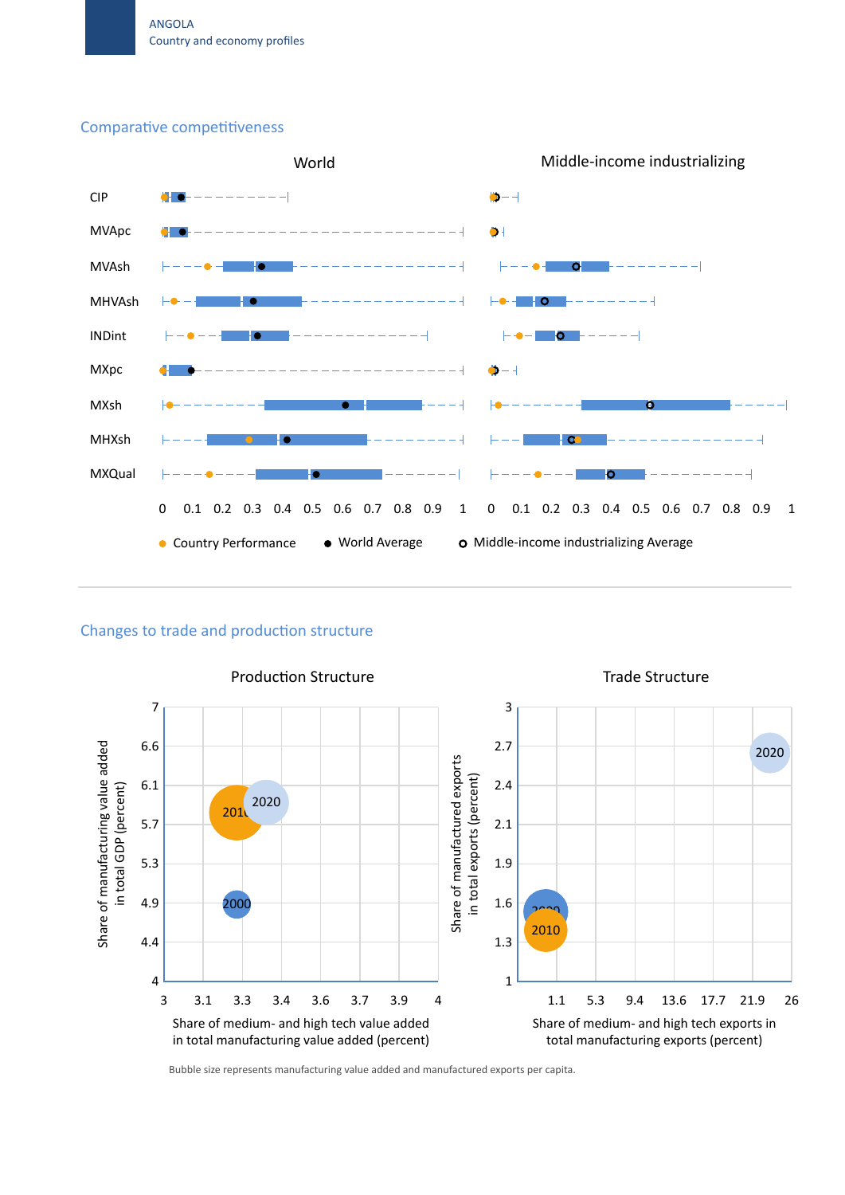## Comparative competitiveness

World

Middle-income industrializing

CIP

MVApc

MVAsh

MHVAsh

INDint

MXpc

MXsh

MHXsh

MXQual

0 0.1 0.2 0.3 0.4 0.5 0.6 0.7 0.8 0.9 1

0 0.1 0.2 0.3 0.4 0.5 0.6 0.7 0.8 0.9 1

Country Performance

World Average

Middle-income industrializing Average

## Changes to trade and production structure

Production Structure

Share of manufacturing value added in total GDP (percent)

7
6.6
6.1
5.7
5.3
4.9
4.4
4

3 3.1 3.3 3.4 3.6 3.7 3.9 4

Share of medium- and high tech value added in total manufacturing value added (percent)

2000

2010

2020

Trade Structure

Share of manufactured exports in total exports (percent)

3
2.7
2.4
2.1
1.9
1.6
1.3
1

1.1 5.3 9.4 13.6 17.7 21.9 26

Share of medium- and high tech exports in total manufacturing exports (percent)

2000

2010

2020

Bubble size represents manufacturing value added and manufactured exports per capita.